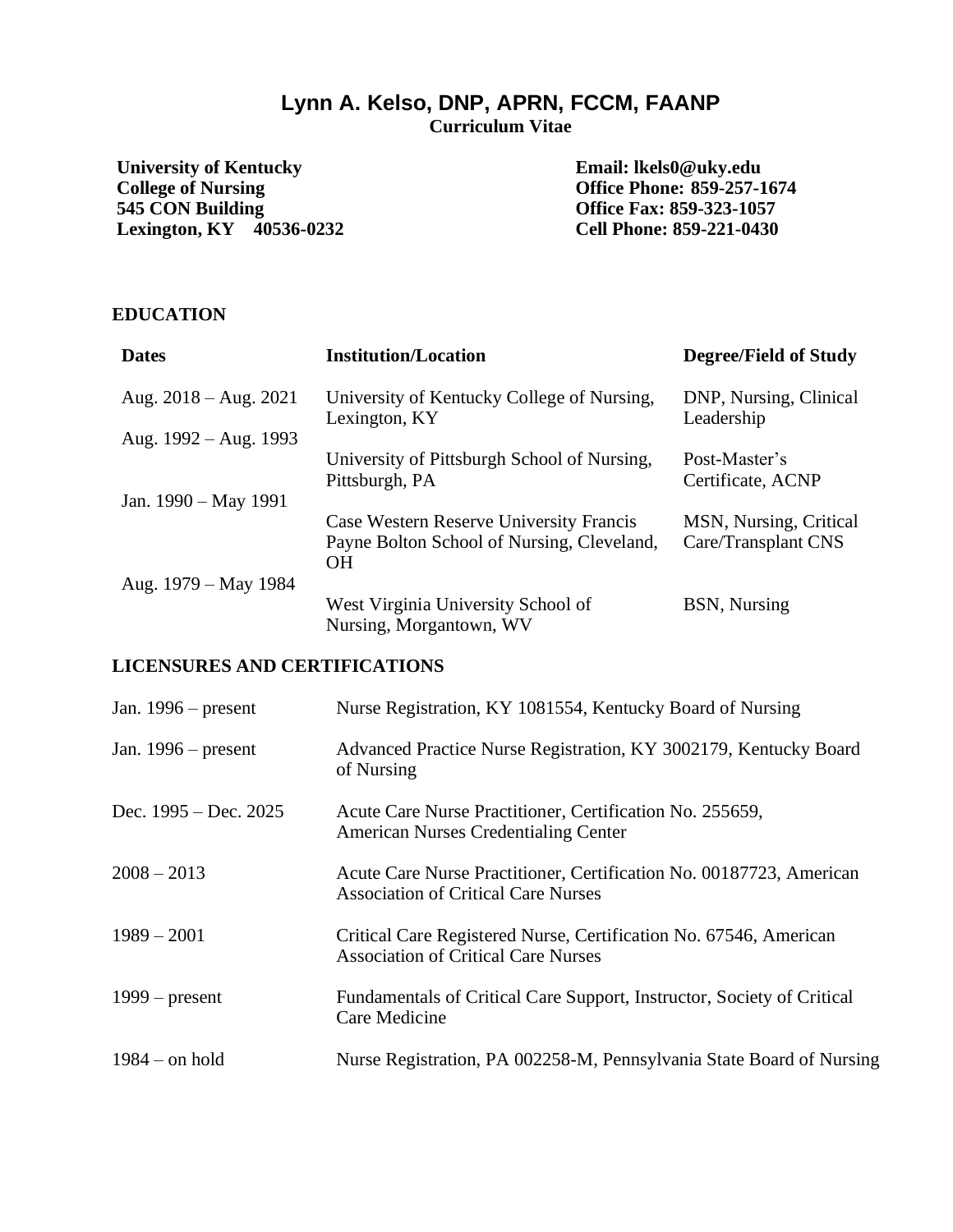# Lynn A. Kelso, DNP, APRN, FCCM, FAANP

**Curriculum Vitae**

**University of Kentucky**
**College of Nursing**
**545 CON Building**
**Lexington, KY 40536-0232**

**Email: lkels0@uky.edu**
**Office Phone: 859-257-1674**
**Office Fax: 859-323-1057**
**Cell Phone: 859-221-0430**

## EDUCATION

| Dates | Institution/Location | Degree/Field of Study |
|---|---|---|
| Aug. 2018 – Aug. 2021 | University of Kentucky College of Nursing, Lexington, KY | DNP, Nursing, Clinical Leadership |
| Aug. 1992 – Aug. 1993 | University of Pittsburgh School of Nursing, Pittsburgh, PA | Post-Master's Certificate, ACNP |
| Jan. 1990 – May 1991 | Case Western Reserve University Francis Payne Bolton School of Nursing, Cleveland, OH | MSN, Nursing, Critical Care/Transplant CNS |
| Aug. 1979 – May 1984 | West Virginia University School of Nursing, Morgantown, WV | BSN, Nursing |

## LICENSURES AND CERTIFICATIONS

| | |
|---|---|
| Jan. 1996 – present | Nurse Registration, KY 1081554, Kentucky Board of Nursing |
| Jan. 1996 – present | Advanced Practice Nurse Registration, KY 3002179, Kentucky Board of Nursing |
| Dec. 1995 – Dec. 2025 | Acute Care Nurse Practitioner, Certification No. 255659, American Nurses Credentialing Center |
| 2008 – 2013 | Acute Care Nurse Practitioner, Certification No. 00187723, American Association of Critical Care Nurses |
| 1989 – 2001 | Critical Care Registered Nurse, Certification No. 67546, American Association of Critical Care Nurses |
| 1999 – present | Fundamentals of Critical Care Support, Instructor, Society of Critical Care Medicine |
| 1984 – on hold | Nurse Registration, PA 002258-M, Pennsylvania State Board of Nursing |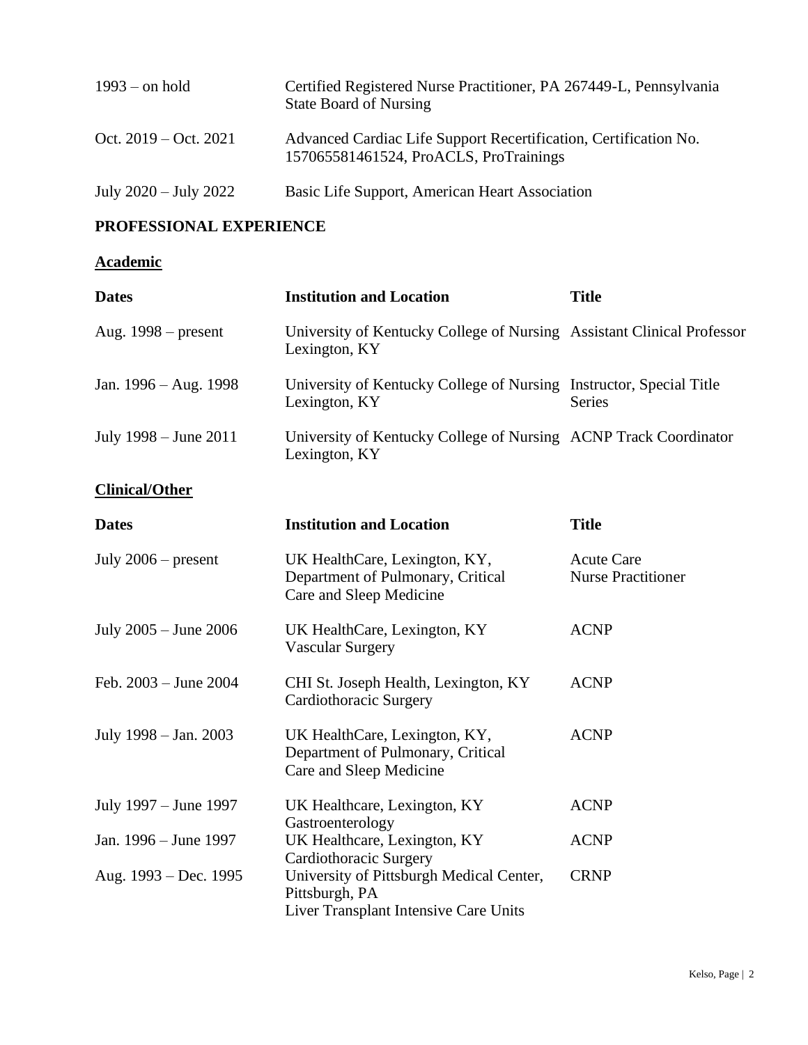| | |
|---|---|
| 1993 – on hold | Certified Registered Nurse Practitioner, PA 267449-L, Pennsylvania State Board of Nursing |
| Oct. 2019 – Oct. 2021 | Advanced Cardiac Life Support Recertification, Certification No. 157065581461524, ProACLS, ProTrainings |
| July 2020 – July 2022 | Basic Life Support, American Heart Association |

## PROFESSIONAL EXPERIENCE

### Academic

| Dates | Institution and Location | Title |
|---|---|---|
| Aug. 1998 – present | University of Kentucky College of Nursing Lexington, KY | Assistant Clinical Professor |
| Jan. 1996 – Aug. 1998 | University of Kentucky College of Nursing Lexington, KY | Instructor, Special Title Series |
| July 1998 – June 2011 | University of Kentucky College of Nursing Lexington, KY | ACNP Track Coordinator |

### Clinical/Other

| Dates | Institution and Location | Title |
|---|---|---|
| July 2006 – present | UK HealthCare, Lexington, KY, Department of Pulmonary, Critical Care and Sleep Medicine | Acute Care Nurse Practitioner |
| July 2005 – June 2006 | UK HealthCare, Lexington, KY Vascular Surgery | ACNP |
| Feb. 2003 – June 2004 | CHI St. Joseph Health, Lexington, KY Cardiothoracic Surgery | ACNP |
| July 1998 – Jan. 2003 | UK HealthCare, Lexington, KY, Department of Pulmonary, Critical Care and Sleep Medicine | ACNP |
| July 1997 – June 1997 | UK Healthcare, Lexington, KY Gastroenterology | ACNP |
| Jan. 1996 – June 1997 | UK Healthcare, Lexington, KY Cardiothoracic Surgery | ACNP |
| Aug. 1993 – Dec. 1995 | University of Pittsburgh Medical Center, Pittsburgh, PA Liver Transplant Intensive Care Units | CRNP |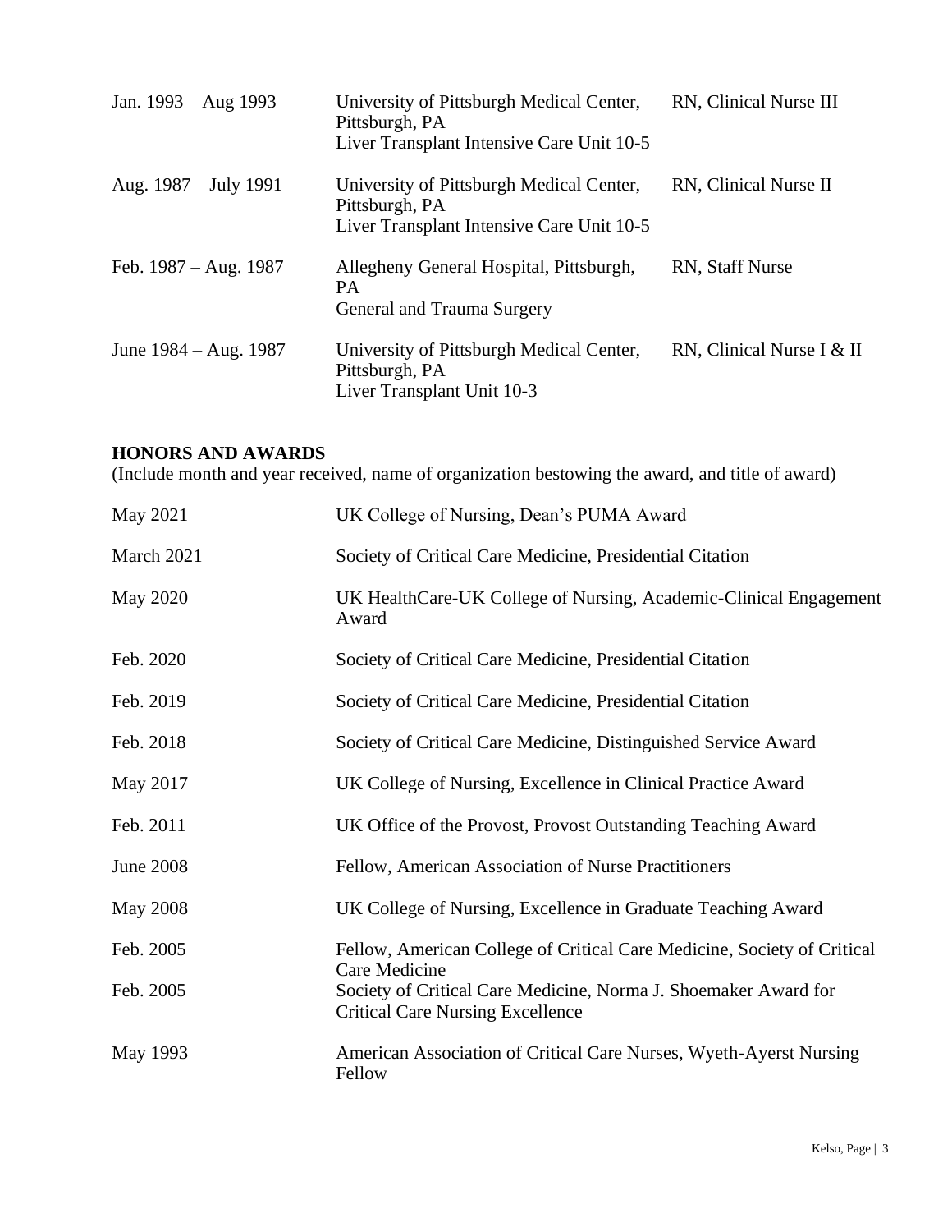| | | |
|---|---|---|
| Jan. 1993 – Aug 1993 | University of Pittsburgh Medical Center, Pittsburgh, PA<br>Liver Transplant Intensive Care Unit 10-5 | RN, Clinical Nurse III |
| Aug. 1987 – July 1991 | University of Pittsburgh Medical Center, Pittsburgh, PA<br>Liver Transplant Intensive Care Unit 10-5 | RN, Clinical Nurse II |
| Feb. 1987 – Aug. 1987 | Allegheny General Hospital, Pittsburgh, PA<br>General and Trauma Surgery | RN, Staff Nurse |
| June 1984 – Aug. 1987 | University of Pittsburgh Medical Center, Pittsburgh, PA<br>Liver Transplant Unit 10-3 | RN, Clinical Nurse I & II |

## HONORS AND AWARDS

(Include month and year received, name of organization bestowing the award, and title of award)

| | |
|---|---|
| May 2021 | UK College of Nursing, Dean's PUMA Award |
| March 2021 | Society of Critical Care Medicine, Presidential Citation |
| May 2020 | UK HealthCare-UK College of Nursing, Academic-Clinical Engagement Award |
| Feb. 2020 | Society of Critical Care Medicine, Presidential Citation |
| Feb. 2019 | Society of Critical Care Medicine, Presidential Citation |
| Feb. 2018 | Society of Critical Care Medicine, Distinguished Service Award |
| May 2017 | UK College of Nursing, Excellence in Clinical Practice Award |
| Feb. 2011 | UK Office of the Provost, Provost Outstanding Teaching Award |
| June 2008 | Fellow, American Association of Nurse Practitioners |
| May 2008 | UK College of Nursing, Excellence in Graduate Teaching Award |
| Feb. 2005 | Fellow, American College of Critical Care Medicine, Society of Critical Care Medicine |
| Feb. 2005 | Society of Critical Care Medicine, Norma J. Shoemaker Award for Critical Care Nursing Excellence |
| May 1993 | American Association of Critical Care Nurses, Wyeth-Ayerst Nursing Fellow |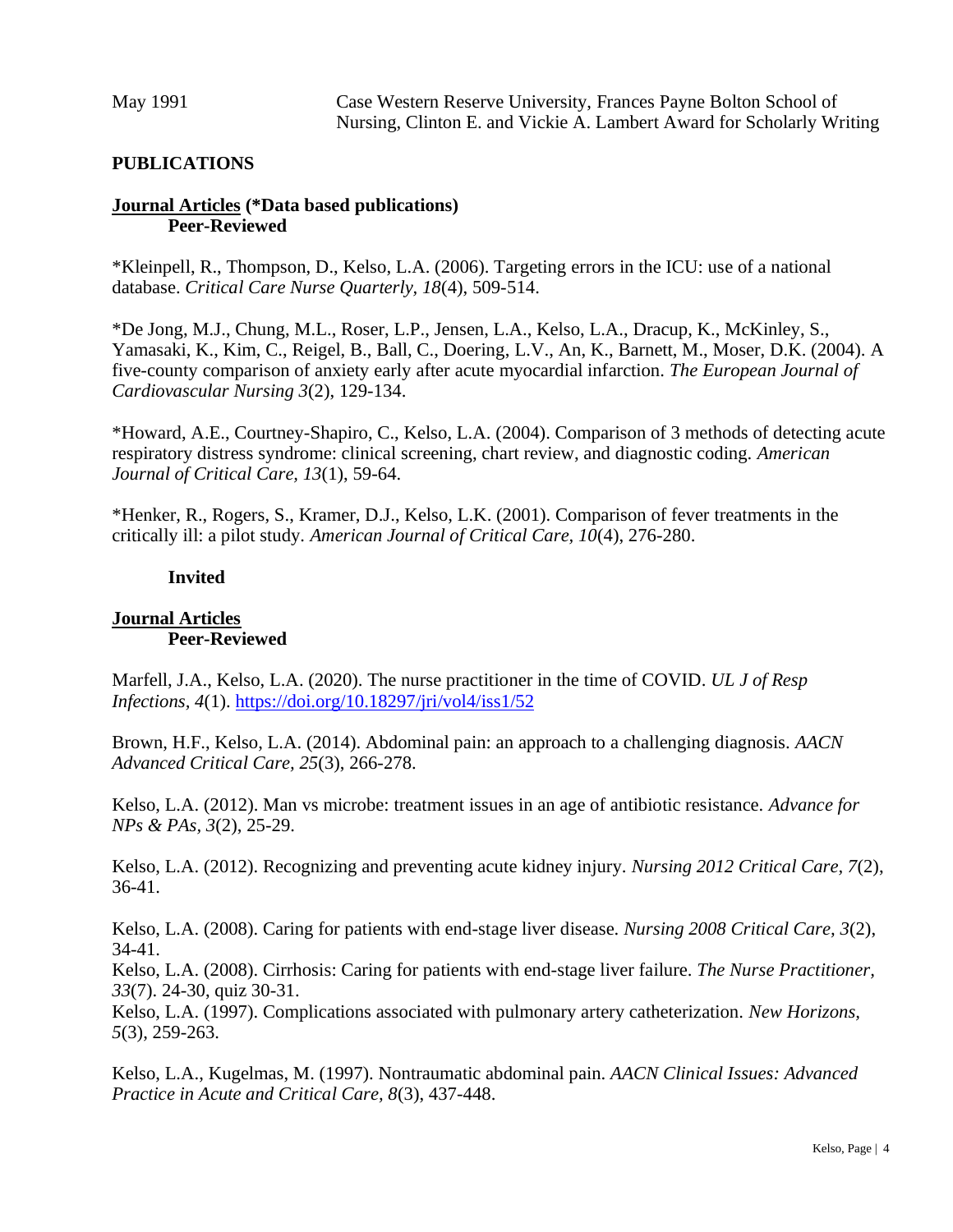May 1991 — Case Western Reserve University, Frances Payne Bolton School of Nursing, Clinton E. and Vickie A. Lambert Award for Scholarly Writing

## PUBLICATIONS

### Journal Articles (*Data based publications)

#### Peer-Reviewed

*Kleinpell, R., Thompson, D., Kelso, L.A. (2006). Targeting errors in the ICU: use of a national database. *Critical Care Nurse Quarterly, 18*(4), 509-514.

*De Jong, M.J., Chung, M.L., Roser, L.P., Jensen, L.A., Kelso, L.A., Dracup, K., McKinley, S., Yamasaki, K., Kim, C., Reigel, B., Ball, C., Doering, L.V., An, K., Barnett, M., Moser, D.K. (2004). A five-county comparison of anxiety early after acute myocardial infarction. *The European Journal of Cardiovascular Nursing 3*(2), 129-134.

*Howard, A.E., Courtney-Shapiro, C., Kelso, L.A. (2004). Comparison of 3 methods of detecting acute respiratory distress syndrome: clinical screening, chart review, and diagnostic coding. *American Journal of Critical Care, 13*(1), 59-64.

*Henker, R., Rogers, S., Kramer, D.J., Kelso, L.K. (2001). Comparison of fever treatments in the critically ill: a pilot study. *American Journal of Critical Care, 10*(4), 276-280.

#### Invited

### Journal Articles

#### Peer-Reviewed

Marfell, J.A., Kelso, L.A. (2020). The nurse practitioner in the time of COVID. *UL J of Resp Infections, 4*(1). https://doi.org/10.18297/jri/vol4/iss1/52

Brown, H.F., Kelso, L.A. (2014). Abdominal pain: an approach to a challenging diagnosis. *AACN Advanced Critical Care, 25*(3), 266-278.

Kelso, L.A. (2012). Man vs microbe: treatment issues in an age of antibiotic resistance. *Advance for NPs & PAs, 3*(2), 25-29.

Kelso, L.A. (2012). Recognizing and preventing acute kidney injury. *Nursing 2012 Critical Care, 7*(2), 36-41.

Kelso, L.A. (2008). Caring for patients with end-stage liver disease. *Nursing 2008 Critical Care, 3*(2), 34-41.

Kelso, L.A. (2008). Cirrhosis: Caring for patients with end-stage liver failure. *The Nurse Practitioner, 33*(7). 24-30, quiz 30-31.

Kelso, L.A. (1997). Complications associated with pulmonary artery catheterization. *New Horizons, 5*(3), 259-263.

Kelso, L.A., Kugelmas, M. (1997). Nontraumatic abdominal pain. *AACN Clinical Issues: Advanced Practice in Acute and Critical Care, 8*(3), 437-448.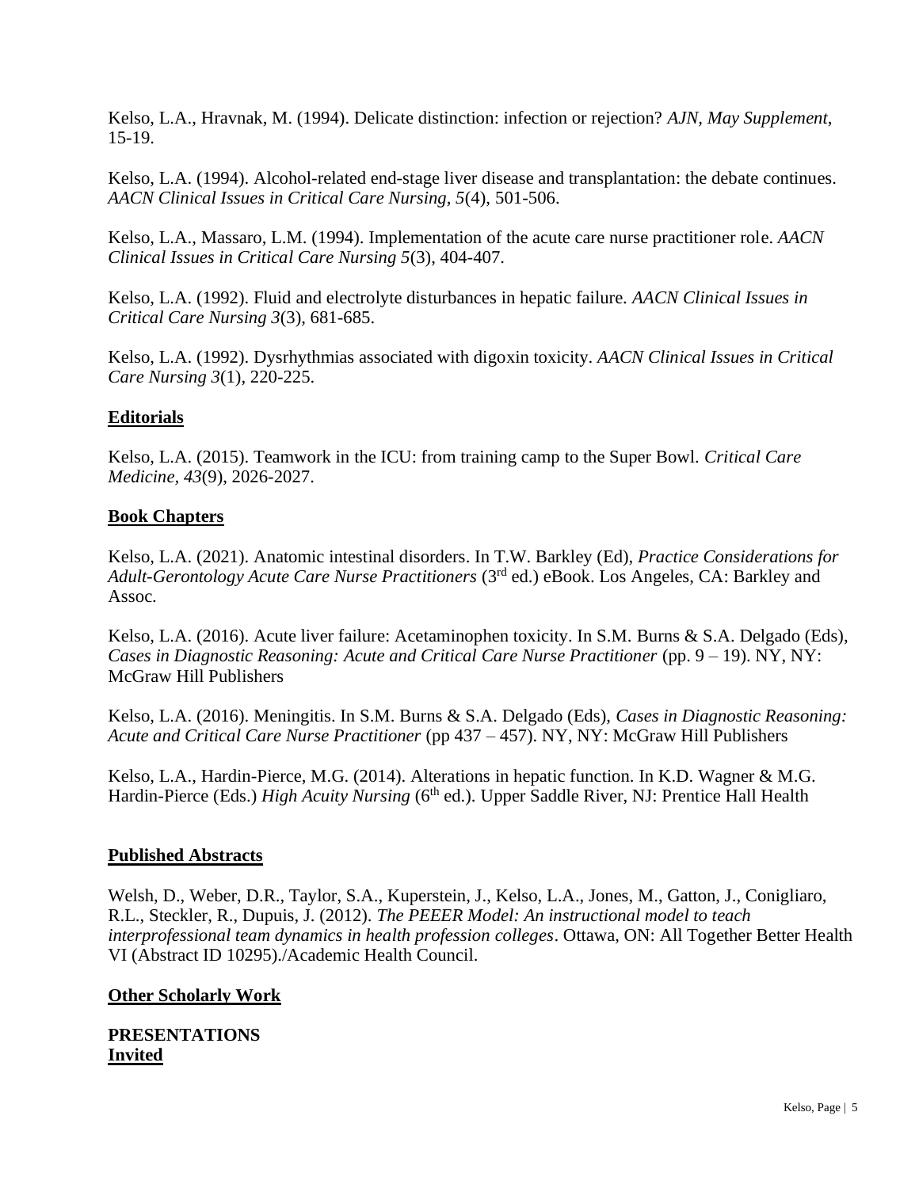Kelso, L.A., Hravnak, M. (1994). Delicate distinction: infection or rejection? *AJN, May Supplement*, 15-19.

Kelso, L.A. (1994). Alcohol-related end-stage liver disease and transplantation: the debate continues. *AACN Clinical Issues in Critical Care Nursing, 5*(4), 501-506.

Kelso, L.A., Massaro, L.M. (1994). Implementation of the acute care nurse practitioner role. *AACN Clinical Issues in Critical Care Nursing 5*(3), 404-407.

Kelso, L.A. (1992). Fluid and electrolyte disturbances in hepatic failure. *AACN Clinical Issues in Critical Care Nursing 3*(3), 681-685.

Kelso, L.A. (1992). Dysrhythmias associated with digoxin toxicity. *AACN Clinical Issues in Critical Care Nursing 3*(1), 220-225.

**<u>Editorials</u>**

Kelso, L.A. (2015). Teamwork in the ICU: from training camp to the Super Bowl. *Critical Care Medicine, 43*(9), 2026-2027.

**<u>Book Chapters</u>**

Kelso, L.A. (2021). Anatomic intestinal disorders. In T.W. Barkley (Ed), *Practice Considerations for Adult-Gerontology Acute Care Nurse Practitioners* (3rd ed.) eBook. Los Angeles, CA: Barkley and Assoc.

Kelso, L.A. (2016). Acute liver failure: Acetaminophen toxicity. In S.M. Burns & S.A. Delgado (Eds), *Cases in Diagnostic Reasoning: Acute and Critical Care Nurse Practitioner* (pp. 9 – 19). NY, NY: McGraw Hill Publishers

Kelso, L.A. (2016). Meningitis. In S.M. Burns & S.A. Delgado (Eds), *Cases in Diagnostic Reasoning: Acute and Critical Care Nurse Practitioner* (pp 437 – 457). NY, NY: McGraw Hill Publishers

Kelso, L.A., Hardin-Pierce, M.G. (2014). Alterations in hepatic function. In K.D. Wagner & M.G. Hardin-Pierce (Eds.) *High Acuity Nursing* (6th ed.). Upper Saddle River, NJ: Prentice Hall Health

**<u>Published Abstracts</u>**

Welsh, D., Weber, D.R., Taylor, S.A., Kuperstein, J., Kelso, L.A., Jones, M., Gatton, J., Conigliaro, R.L., Steckler, R., Dupuis, J. (2012). *The PEEER Model: An instructional model to teach interprofessional team dynamics in health profession colleges*. Ottawa, ON: All Together Better Health VI (Abstract ID 10295)./Academic Health Council.

**<u>Other Scholarly Work</u>**

**PRESENTATIONS**
**<u>Invited</u>**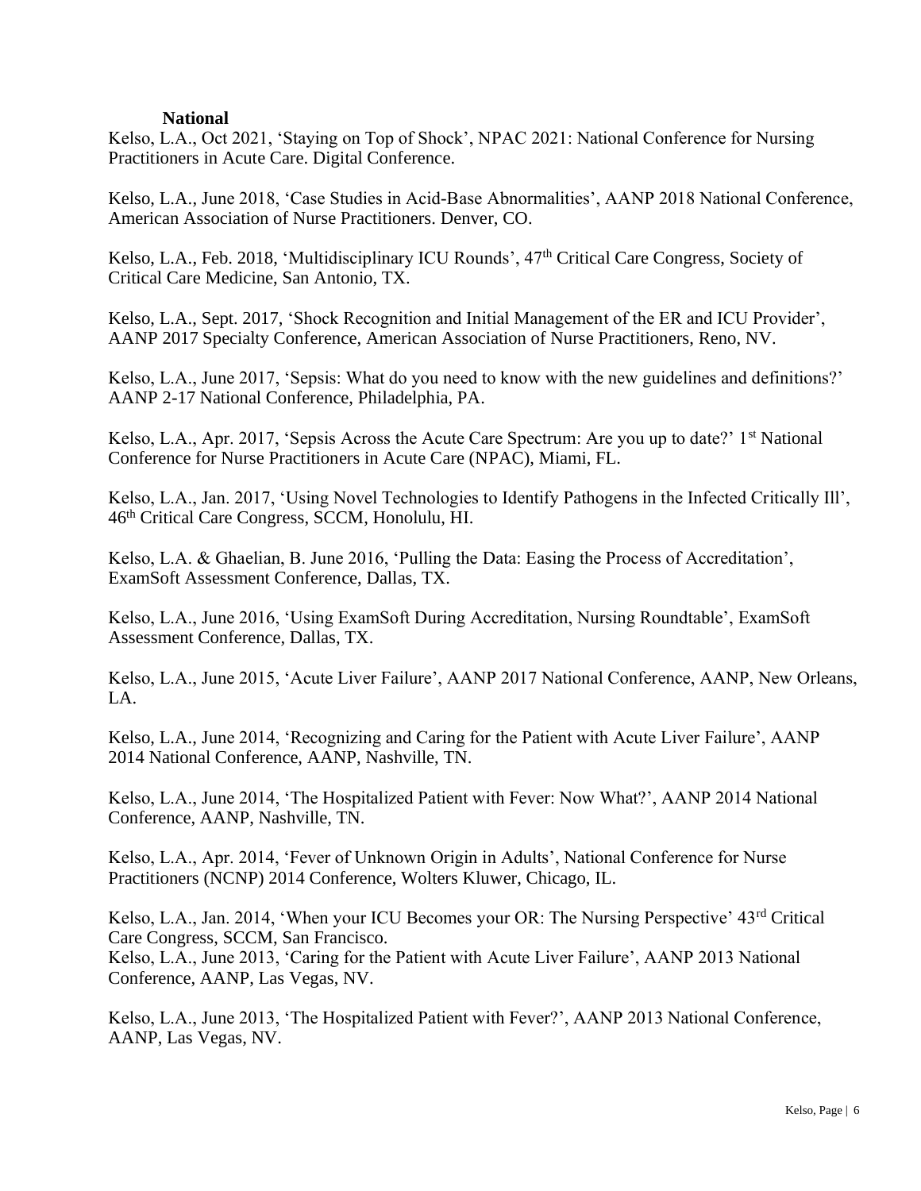### National

Kelso, L.A., Oct 2021, 'Staying on Top of Shock', NPAC 2021: National Conference for Nursing Practitioners in Acute Care. Digital Conference.

Kelso, L.A., June 2018, 'Case Studies in Acid-Base Abnormalities', AANP 2018 National Conference, American Association of Nurse Practitioners. Denver, CO.

Kelso, L.A., Feb. 2018, 'Multidisciplinary ICU Rounds', 47th Critical Care Congress, Society of Critical Care Medicine, San Antonio, TX.

Kelso, L.A., Sept. 2017, 'Shock Recognition and Initial Management of the ER and ICU Provider', AANP 2017 Specialty Conference, American Association of Nurse Practitioners, Reno, NV.

Kelso, L.A., June 2017, 'Sepsis: What do you need to know with the new guidelines and definitions?' AANP 2-17 National Conference, Philadelphia, PA.

Kelso, L.A., Apr. 2017, 'Sepsis Across the Acute Care Spectrum: Are you up to date?' 1st National Conference for Nurse Practitioners in Acute Care (NPAC), Miami, FL.

Kelso, L.A., Jan. 2017, 'Using Novel Technologies to Identify Pathogens in the Infected Critically Ill', 46th Critical Care Congress, SCCM, Honolulu, HI.

Kelso, L.A. & Ghaelian, B. June 2016, 'Pulling the Data: Easing the Process of Accreditation', ExamSoft Assessment Conference, Dallas, TX.

Kelso, L.A., June 2016, 'Using ExamSoft During Accreditation, Nursing Roundtable', ExamSoft Assessment Conference, Dallas, TX.

Kelso, L.A., June 2015, 'Acute Liver Failure', AANP 2017 National Conference, AANP, New Orleans, LA.

Kelso, L.A., June 2014, 'Recognizing and Caring for the Patient with Acute Liver Failure', AANP 2014 National Conference, AANP, Nashville, TN.

Kelso, L.A., June 2014, 'The Hospitalized Patient with Fever: Now What?', AANP 2014 National Conference, AANP, Nashville, TN.

Kelso, L.A., Apr. 2014, 'Fever of Unknown Origin in Adults', National Conference for Nurse Practitioners (NCNP) 2014 Conference, Wolters Kluwer, Chicago, IL.

Kelso, L.A., Jan. 2014, 'When your ICU Becomes your OR: The Nursing Perspective' 43rd Critical Care Congress, SCCM, San Francisco.

Kelso, L.A., June 2013, 'Caring for the Patient with Acute Liver Failure', AANP 2013 National Conference, AANP, Las Vegas, NV.

Kelso, L.A., June 2013, 'The Hospitalized Patient with Fever?', AANP 2013 National Conference, AANP, Las Vegas, NV.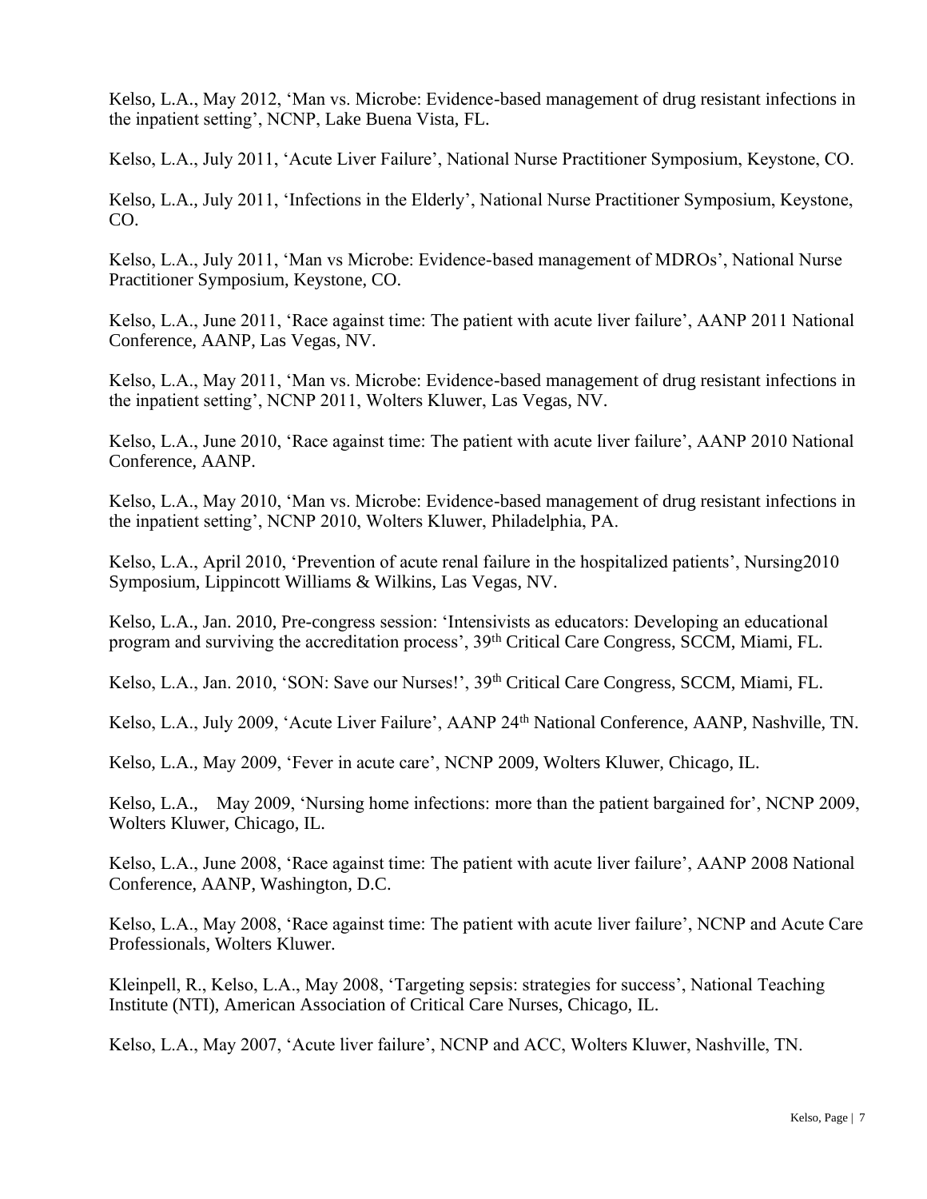Kelso, L.A., May 2012, 'Man vs. Microbe: Evidence-based management of drug resistant infections in the inpatient setting', NCNP, Lake Buena Vista, FL.

Kelso, L.A., July 2011, 'Acute Liver Failure', National Nurse Practitioner Symposium, Keystone, CO.

Kelso, L.A., July 2011, 'Infections in the Elderly', National Nurse Practitioner Symposium, Keystone, CO.

Kelso, L.A., July 2011, 'Man vs Microbe: Evidence-based management of MDROs', National Nurse Practitioner Symposium, Keystone, CO.

Kelso, L.A., June 2011, 'Race against time: The patient with acute liver failure', AANP 2011 National Conference, AANP, Las Vegas, NV.

Kelso, L.A., May 2011, 'Man vs. Microbe: Evidence-based management of drug resistant infections in the inpatient setting', NCNP 2011, Wolters Kluwer, Las Vegas, NV.

Kelso, L.A., June 2010, 'Race against time: The patient with acute liver failure', AANP 2010 National Conference, AANP.

Kelso, L.A., May 2010, 'Man vs. Microbe: Evidence-based management of drug resistant infections in the inpatient setting', NCNP 2010, Wolters Kluwer, Philadelphia, PA.

Kelso, L.A., April 2010, 'Prevention of acute renal failure in the hospitalized patients', Nursing2010 Symposium, Lippincott Williams & Wilkins, Las Vegas, NV.

Kelso, L.A., Jan. 2010, Pre-congress session: 'Intensivists as educators: Developing an educational program and surviving the accreditation process', 39th Critical Care Congress, SCCM, Miami, FL.

Kelso, L.A., Jan. 2010, 'SON: Save our Nurses!', 39th Critical Care Congress, SCCM, Miami, FL.

Kelso, L.A., July 2009, 'Acute Liver Failure', AANP 24th National Conference, AANP, Nashville, TN.

Kelso, L.A., May 2009, 'Fever in acute care', NCNP 2009, Wolters Kluwer, Chicago, IL.

Kelso, L.A., May 2009, 'Nursing home infections: more than the patient bargained for', NCNP 2009, Wolters Kluwer, Chicago, IL.

Kelso, L.A., June 2008, 'Race against time: The patient with acute liver failure', AANP 2008 National Conference, AANP, Washington, D.C.

Kelso, L.A., May 2008, 'Race against time: The patient with acute liver failure', NCNP and Acute Care Professionals, Wolters Kluwer.

Kleinpell, R., Kelso, L.A., May 2008, 'Targeting sepsis: strategies for success', National Teaching Institute (NTI), American Association of Critical Care Nurses, Chicago, IL.

Kelso, L.A., May 2007, 'Acute liver failure', NCNP and ACC, Wolters Kluwer, Nashville, TN.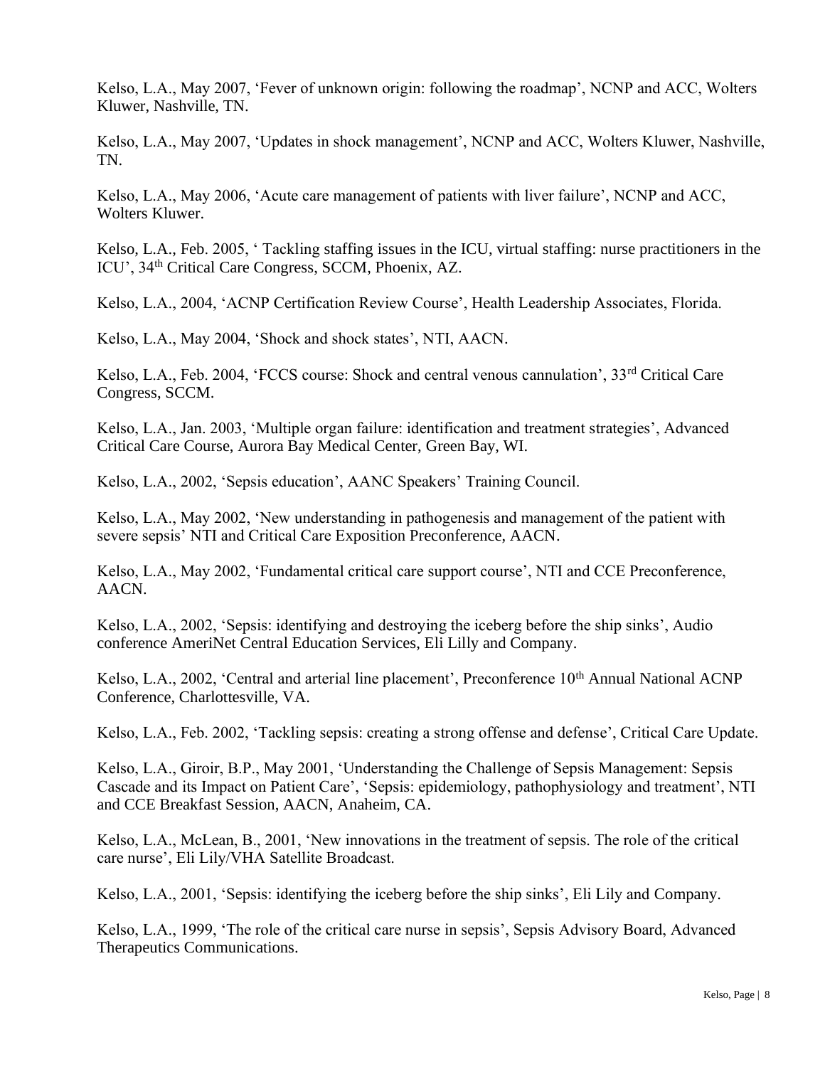Kelso, L.A., May 2007, ‘Fever of unknown origin: following the roadmap’, NCNP and ACC, Wolters Kluwer, Nashville, TN.

Kelso, L.A., May 2007, ‘Updates in shock management’, NCNP and ACC, Wolters Kluwer, Nashville, TN.

Kelso, L.A., May 2006, ‘Acute care management of patients with liver failure’, NCNP and ACC, Wolters Kluwer.

Kelso, L.A., Feb. 2005, ‘ Tackling staffing issues in the ICU, virtual staffing: nurse practitioners in the ICU’, 34th Critical Care Congress, SCCM, Phoenix, AZ.

Kelso, L.A., 2004, ‘ACNP Certification Review Course’, Health Leadership Associates, Florida.

Kelso, L.A., May 2004, ‘Shock and shock states’, NTI, AACN.

Kelso, L.A., Feb. 2004, ‘FCCS course: Shock and central venous cannulation’, 33rd Critical Care Congress, SCCM.

Kelso, L.A., Jan. 2003, ‘Multiple organ failure: identification and treatment strategies’, Advanced Critical Care Course, Aurora Bay Medical Center, Green Bay, WI.

Kelso, L.A., 2002, ‘Sepsis education’, AANC Speakers’ Training Council.

Kelso, L.A., May 2002, ‘New understanding in pathogenesis and management of the patient with severe sepsis’ NTI and Critical Care Exposition Preconference, AACN.

Kelso, L.A., May 2002, ‘Fundamental critical care support course’, NTI and CCE Preconference, AACN.

Kelso, L.A., 2002, ‘Sepsis: identifying and destroying the iceberg before the ship sinks’, Audio conference AmeriNet Central Education Services, Eli Lilly and Company.

Kelso, L.A., 2002, ‘Central and arterial line placement’, Preconference 10th Annual National ACNP Conference, Charlottesville, VA.

Kelso, L.A., Feb. 2002, ‘Tackling sepsis: creating a strong offense and defense’, Critical Care Update.

Kelso, L.A., Giroir, B.P., May 2001, ‘Understanding the Challenge of Sepsis Management: Sepsis Cascade and its Impact on Patient Care’, ‘Sepsis: epidemiology, pathophysiology and treatment’, NTI and CCE Breakfast Session, AACN, Anaheim, CA.

Kelso, L.A., McLean, B., 2001, ‘New innovations in the treatment of sepsis. The role of the critical care nurse’, Eli Lily/VHA Satellite Broadcast.

Kelso, L.A., 2001, ‘Sepsis: identifying the iceberg before the ship sinks’, Eli Lily and Company.

Kelso, L.A., 1999, ‘The role of the critical care nurse in sepsis’, Sepsis Advisory Board, Advanced Therapeutics Communications.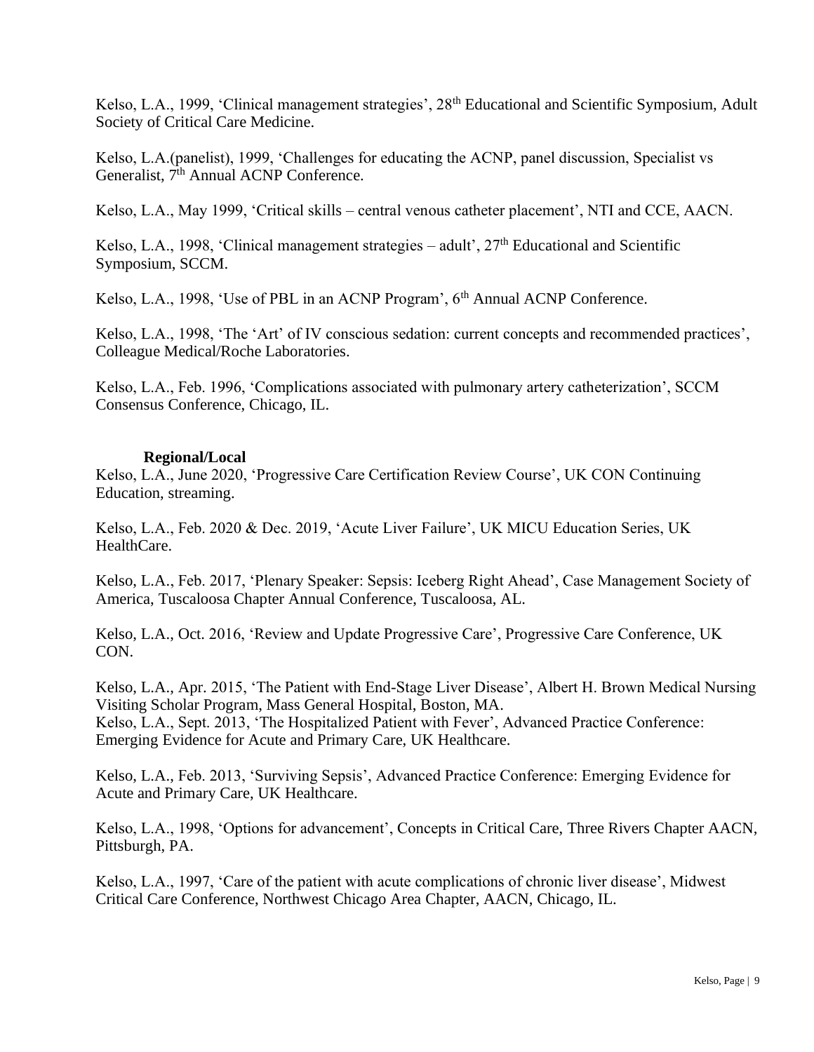Kelso, L.A., 1999, 'Clinical management strategies', 28th Educational and Scientific Symposium, Adult Society of Critical Care Medicine.

Kelso, L.A.(panelist), 1999, 'Challenges for educating the ACNP, panel discussion, Specialist vs Generalist, 7th Annual ACNP Conference.

Kelso, L.A., May 1999, 'Critical skills – central venous catheter placement', NTI and CCE, AACN.

Kelso, L.A., 1998, 'Clinical management strategies – adult', 27th Educational and Scientific Symposium, SCCM.

Kelso, L.A., 1998, 'Use of PBL in an ACNP Program', 6th Annual ACNP Conference.

Kelso, L.A., 1998, 'The 'Art' of IV conscious sedation: current concepts and recommended practices', Colleague Medical/Roche Laboratories.

Kelso, L.A., Feb. 1996, 'Complications associated with pulmonary artery catheterization', SCCM Consensus Conference, Chicago, IL.

**Regional/Local**

Kelso, L.A., June 2020, 'Progressive Care Certification Review Course', UK CON Continuing Education, streaming.

Kelso, L.A., Feb. 2020 & Dec. 2019, 'Acute Liver Failure', UK MICU Education Series, UK HealthCare.

Kelso, L.A., Feb. 2017, 'Plenary Speaker: Sepsis: Iceberg Right Ahead', Case Management Society of America, Tuscaloosa Chapter Annual Conference, Tuscaloosa, AL.

Kelso, L.A., Oct. 2016, 'Review and Update Progressive Care', Progressive Care Conference, UK CON.

Kelso, L.A., Apr. 2015, 'The Patient with End-Stage Liver Disease', Albert H. Brown Medical Nursing Visiting Scholar Program, Mass General Hospital, Boston, MA.

Kelso, L.A., Sept. 2013, 'The Hospitalized Patient with Fever', Advanced Practice Conference: Emerging Evidence for Acute and Primary Care, UK Healthcare.

Kelso, L.A., Feb. 2013, 'Surviving Sepsis', Advanced Practice Conference: Emerging Evidence for Acute and Primary Care, UK Healthcare.

Kelso, L.A., 1998, 'Options for advancement', Concepts in Critical Care, Three Rivers Chapter AACN, Pittsburgh, PA.

Kelso, L.A., 1997, 'Care of the patient with acute complications of chronic liver disease', Midwest Critical Care Conference, Northwest Chicago Area Chapter, AACN, Chicago, IL.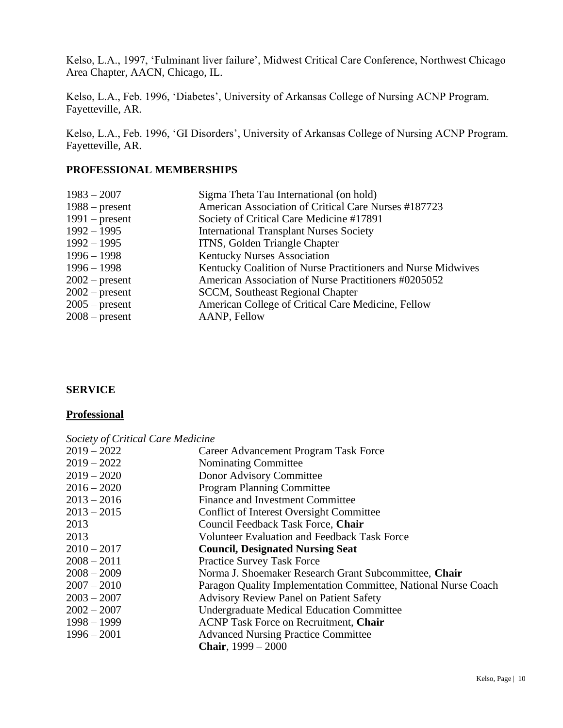Kelso, L.A., 1997, 'Fulminant liver failure', Midwest Critical Care Conference, Northwest Chicago Area Chapter, AACN, Chicago, IL.

Kelso, L.A., Feb. 1996, 'Diabetes', University of Arkansas College of Nursing ACNP Program. Fayetteville, AR.

Kelso, L.A., Feb. 1996, 'GI Disorders', University of Arkansas College of Nursing ACNP Program. Fayetteville, AR.

## PROFESSIONAL MEMBERSHIPS

| | |
|---|---|
| 1983 – 2007 | Sigma Theta Tau International (on hold) |
| 1988 – present | American Association of Critical Care Nurses #187723 |
| 1991 – present | Society of Critical Care Medicine #17891 |
| 1992 – 1995 | International Transplant Nurses Society |
| 1992 – 1995 | ITNS, Golden Triangle Chapter |
| 1996 – 1998 | Kentucky Nurses Association |
| 1996 – 1998 | Kentucky Coalition of Nurse Practitioners and Nurse Midwives |
| 2002 – present | American Association of Nurse Practitioners #0205052 |
| 2002 – present | SCCM, Southeast Regional Chapter |
| 2005 – present | American College of Critical Care Medicine, Fellow |
| 2008 – present | AANP, Fellow |

## SERVICE

### Professional

*Society of Critical Care Medicine*

| | |
|---|---|
| 2019 – 2022 | Career Advancement Program Task Force |
| 2019 – 2022 | Nominating Committee |
| 2019 – 2020 | Donor Advisory Committee |
| 2016 – 2020 | Program Planning Committee |
| 2013 – 2016 | Finance and Investment Committee |
| 2013 – 2015 | Conflict of Interest Oversight Committee |
| 2013 | Council Feedback Task Force, **Chair** |
| 2013 | Volunteer Evaluation and Feedback Task Force |
| 2010 – 2017 | **Council, Designated Nursing Seat** |
| 2008 – 2011 | Practice Survey Task Force |
| 2008 – 2009 | Norma J. Shoemaker Research Grant Subcommittee, **Chair** |
| 2007 – 2010 | Paragon Quality Implementation Committee, National Nurse Coach |
| 2003 – 2007 | Advisory Review Panel on Patient Safety |
| 2002 – 2007 | Undergraduate Medical Education Committee |
| 1998 – 1999 | ACNP Task Force on Recruitment, **Chair** |
| 1996 – 2001 | Advanced Nursing Practice Committee<br>**Chair**, 1999 – 2000 |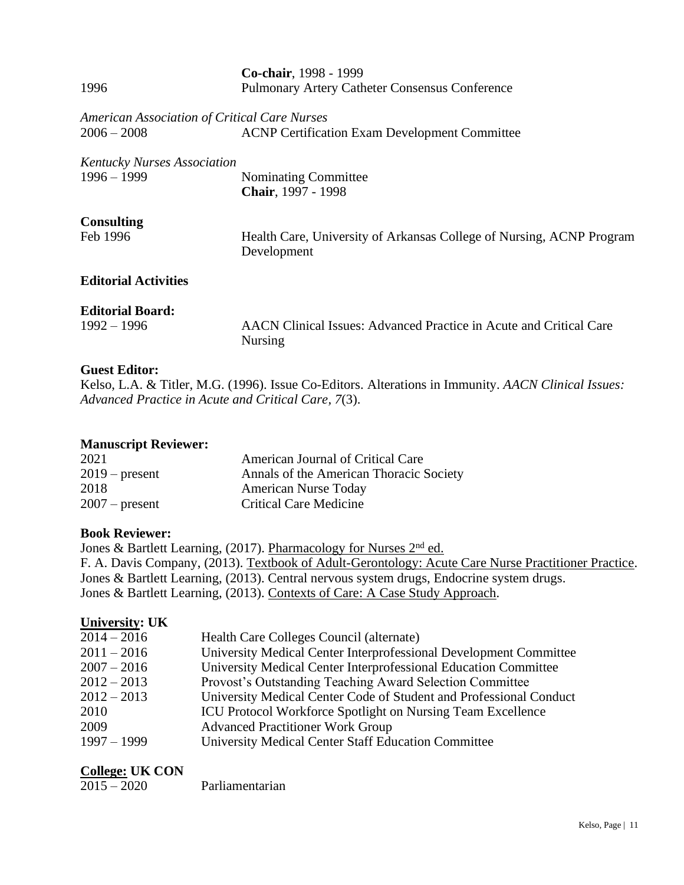| | |
|---|---|
| | **Co-chair**, 1998 - 1999 |
| 1996 | Pulmonary Artery Catheter Consensus Conference |

*American Association of Critical Care Nurses*

| | |
|---|---|
| 2006 – 2008 | ACNP Certification Exam Development Committee |

*Kentucky Nurses Association*

| | |
|---|---|
| 1996 – 1999 | Nominating Committee<br>**Chair**, 1997 - 1998 |

**Consulting**

| | |
|---|---|
| Feb 1996 | Health Care, University of Arkansas College of Nursing, ACNP Program Development |

**Editorial Activities**

**Editorial Board:**

| | |
|---|---|
| 1992 – 1996 | AACN Clinical Issues: Advanced Practice in Acute and Critical Care Nursing |

**Guest Editor:**

Kelso, L.A. & Titler, M.G. (1996). Issue Co-Editors. Alterations in Immunity. *AACN Clinical Issues: Advanced Practice in Acute and Critical Care, 7*(3).

**Manuscript Reviewer:**

| | |
|---|---|
| 2021 | American Journal of Critical Care |
| 2019 – present | Annals of the American Thoracic Society |
| 2018 | American Nurse Today |
| 2007 – present | Critical Care Medicine |

**Book Reviewer:**

Jones & Bartlett Learning, (2017). <u>Pharmacology for Nurses 2nd ed.</u>
F. A. Davis Company, (2013). <u>Textbook of Adult-Gerontology: Acute Care Nurse Practitioner Practice</u>.
Jones & Bartlett Learning, (2013). Central nervous system drugs, Endocrine system drugs.
Jones & Bartlett Learning, (2013). <u>Contexts of Care: A Case Study Approach</u>.

**<u>University</u>: UK**

| | |
|---|---|
| 2014 – 2016 | Health Care Colleges Council (alternate) |
| 2011 – 2016 | University Medical Center Interprofessional Development Committee |
| 2007 – 2016 | University Medical Center Interprofessional Education Committee |
| 2012 – 2013 | Provost's Outstanding Teaching Award Selection Committee |
| 2012 – 2013 | University Medical Center Code of Student and Professional Conduct |
| 2010 | ICU Protocol Workforce Spotlight on Nursing Team Excellence |
| 2009 | Advanced Practitioner Work Group |
| 1997 – 1999 | University Medical Center Staff Education Committee |

**<u>College:</u> UK CON**

| | |
|---|---|
| 2015 – 2020 | Parliamentarian |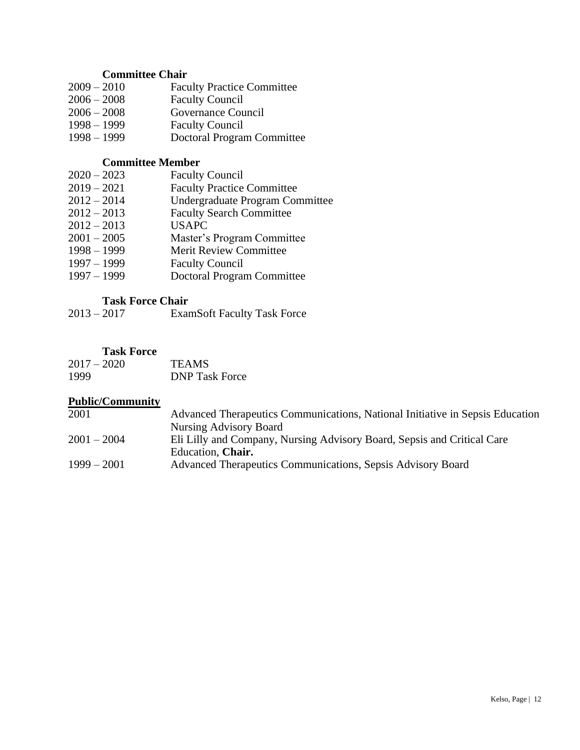**Committee Chair**

| | |
|---|---|
| 2009 – 2010 | Faculty Practice Committee |
| 2006 – 2008 | Faculty Council |
| 2006 – 2008 | Governance Council |
| 1998 – 1999 | Faculty Council |
| 1998 – 1999 | Doctoral Program Committee |

**Committee Member**

| | |
|---|---|
| 2020 – 2023 | Faculty Council |
| 2019 – 2021 | Faculty Practice Committee |
| 2012 – 2014 | Undergraduate Program Committee |
| 2012 – 2013 | Faculty Search Committee |
| 2012 – 2013 | USAPC |
| 2001 – 2005 | Master's Program Committee |
| 1998 – 1999 | Merit Review Committee |
| 1997 – 1999 | Faculty Council |
| 1997 – 1999 | Doctoral Program Committee |

**Task Force Chair**

| | |
|---|---|
| 2013 – 2017 | ExamSoft Faculty Task Force |

**Task Force**

| | |
|---|---|
| 2017 – 2020 | TEAMS |
| 1999 | DNP Task Force |

**Public/Community**

| | |
|---|---|
| 2001 | Advanced Therapeutics Communications, National Initiative in Sepsis Education Nursing Advisory Board |
| 2001 – 2004 | Eli Lilly and Company, Nursing Advisory Board, Sepsis and Critical Care Education, **Chair.** |
| 1999 – 2001 | Advanced Therapeutics Communications, Sepsis Advisory Board |